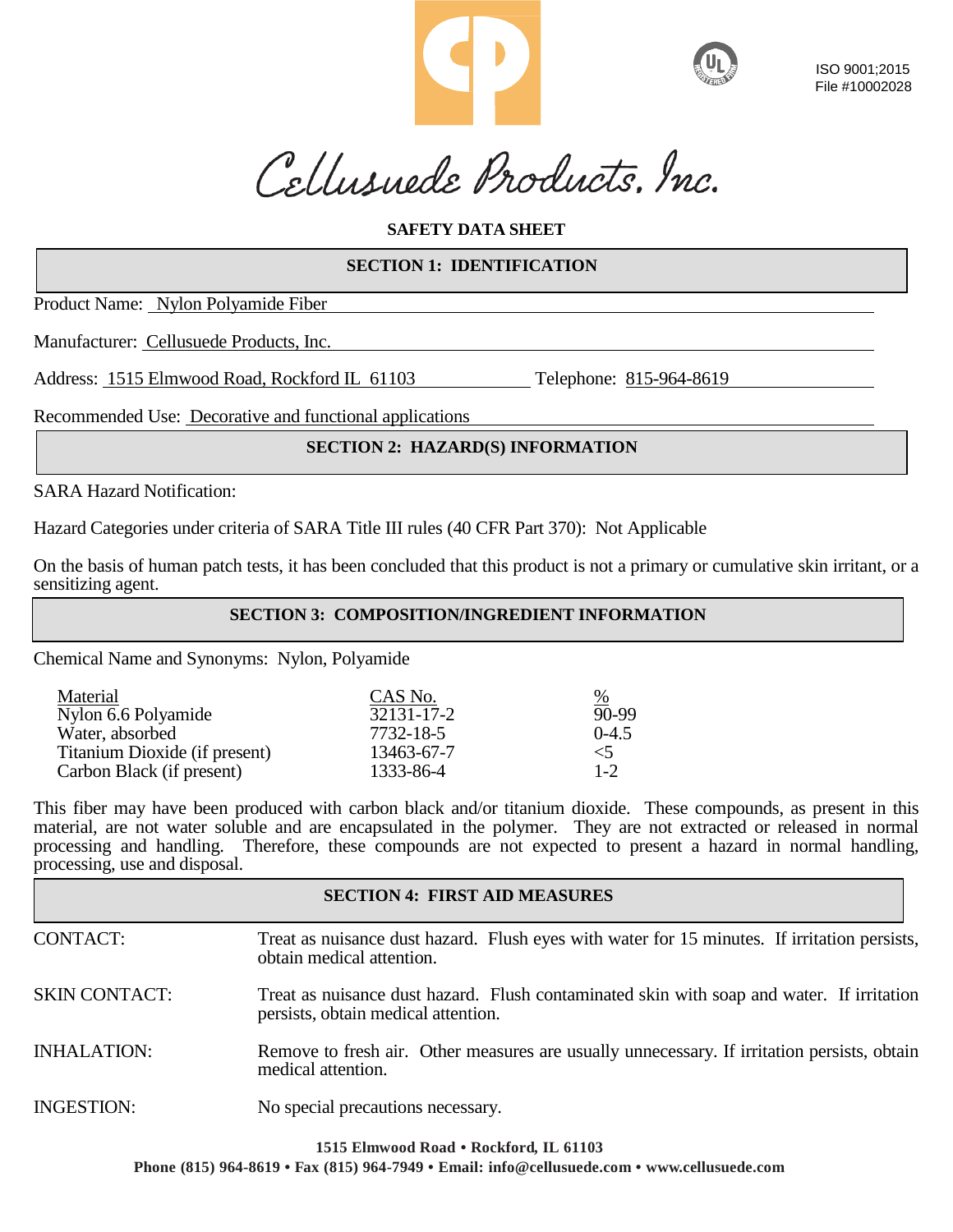ISO 9001;2015
File #10002028

Cellusuede Products, Inc.

# SAFETY DATA SHEET

## SECTION 1: IDENTIFICATION

Product Name: Nylon Polyamide Fiber

Manufacturer: Cellusuede Products, Inc.

Address: 1515 Elmwood Road, Rockford IL 61103 Telephone: 815-964-8619

Recommended Use: Decorative and functional applications

## SECTION 2: HAZARD(S) INFORMATION

SARA Hazard Notification:

Hazard Categories under criteria of SARA Title III rules (40 CFR Part 370): Not Applicable

On the basis of human patch tests, it has been concluded that this product is not a primary or cumulative skin irritant, or a sensitizing agent.

## SECTION 3: COMPOSITION/INGREDIENT INFORMATION

Chemical Name and Synonyms: Nylon, Polyamide

| Material | CAS No. | % |
|---|---|---|
| Nylon 6.6 Polyamide | 32131-17-2 | 90-99 |
| Water, absorbed | 7732-18-5 | 0-4.5 |
| Titanium Dioxide (if present) | 13463-67-7 | <5 |
| Carbon Black (if present) | 1333-86-4 | 1-2 |

This fiber may have been produced with carbon black and/or titanium dioxide. These compounds, as present in this material, are not water soluble and are encapsulated in the polymer. They are not extracted or released in normal processing and handling. Therefore, these compounds are not expected to present a hazard in normal handling, processing, use and disposal.

## SECTION 4: FIRST AID MEASURES

CONTACT: Treat as nuisance dust hazard. Flush eyes with water for 15 minutes. If irritation persists, obtain medical attention.

SKIN CONTACT: Treat as nuisance dust hazard. Flush contaminated skin with soap and water. If irritation persists, obtain medical attention.

INHALATION: Remove to fresh air. Other measures are usually unnecessary. If irritation persists, obtain medical attention.

INGESTION: No special precautions necessary.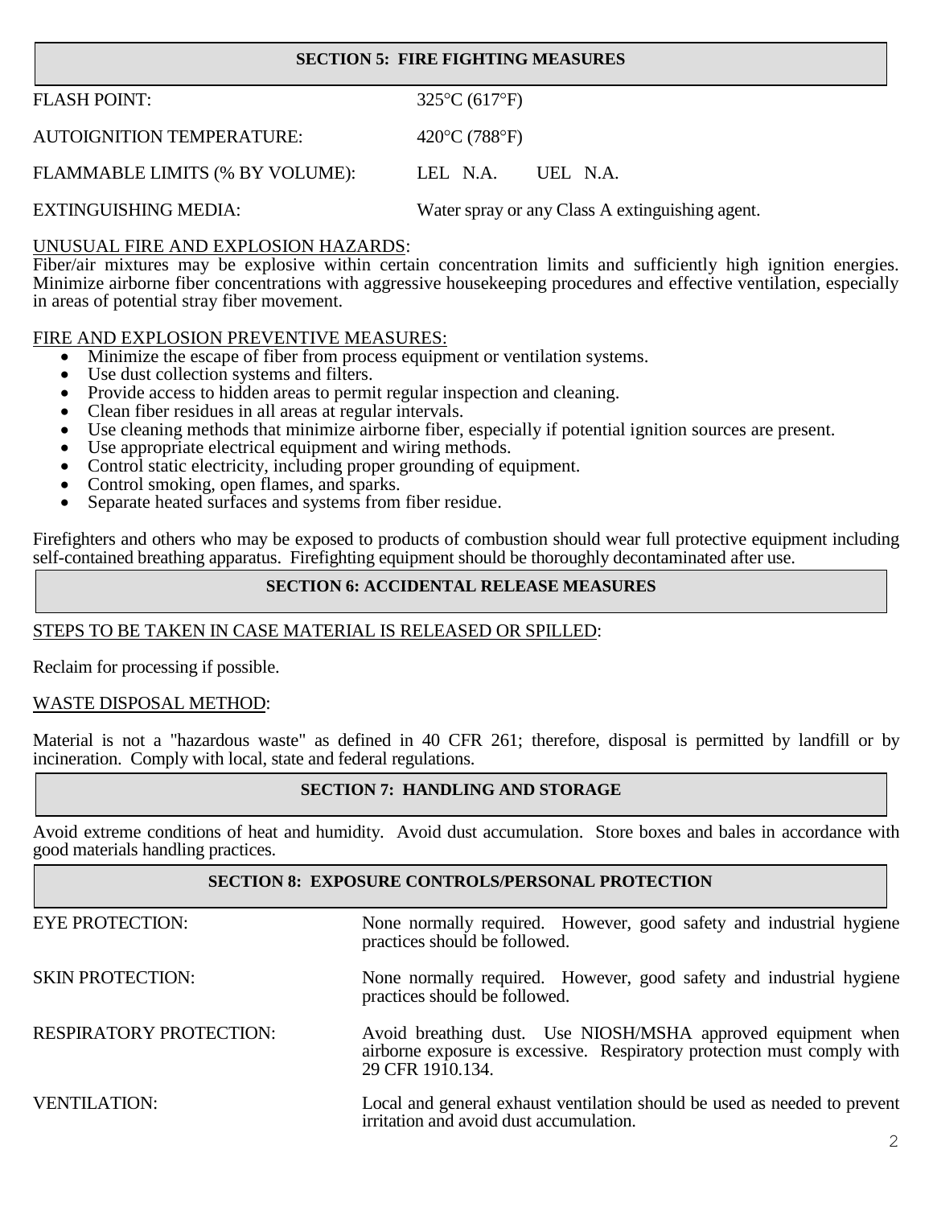## SECTION 5: FIRE FIGHTING MEASURES

| | |
|---|---|
| FLASH POINT: | 325°C (617°F) |
| AUTOIGNITION TEMPERATURE: | 420°C (788°F) |
| FLAMMABLE LIMITS (% BY VOLUME): | LEL N.A. UEL N.A. |
| EXTINGUISHING MEDIA: | Water spray or any Class A extinguishing agent. |

UNUSUAL FIRE AND EXPLOSION HAZARDS:

Fiber/air mixtures may be explosive within certain concentration limits and sufficiently high ignition energies. Minimize airborne fiber concentrations with aggressive housekeeping procedures and effective ventilation, especially in areas of potential stray fiber movement.

FIRE AND EXPLOSION PREVENTIVE MEASURES:

- Minimize the escape of fiber from process equipment or ventilation systems.
- Use dust collection systems and filters.
- Provide access to hidden areas to permit regular inspection and cleaning.
- Clean fiber residues in all areas at regular intervals.
- Use cleaning methods that minimize airborne fiber, especially if potential ignition sources are present.
- Use appropriate electrical equipment and wiring methods.
- Control static electricity, including proper grounding of equipment.
- Control smoking, open flames, and sparks.
- Separate heated surfaces and systems from fiber residue.

Firefighters and others who may be exposed to products of combustion should wear full protective equipment including self-contained breathing apparatus. Firefighting equipment should be thoroughly decontaminated after use.

## SECTION 6: ACCIDENTAL RELEASE MEASURES

STEPS TO BE TAKEN IN CASE MATERIAL IS RELEASED OR SPILLED:

Reclaim for processing if possible.

WASTE DISPOSAL METHOD:

Material is not a "hazardous waste" as defined in 40 CFR 261; therefore, disposal is permitted by landfill or by incineration. Comply with local, state and federal regulations.

## SECTION 7: HANDLING AND STORAGE

Avoid extreme conditions of heat and humidity. Avoid dust accumulation. Store boxes and bales in accordance with good materials handling practices.

## SECTION 8: EXPOSURE CONTROLS/PERSONAL PROTECTION

| | |
|---|---|
| EYE PROTECTION: | None normally required. However, good safety and industrial hygiene practices should be followed. |
| SKIN PROTECTION: | None normally required. However, good safety and industrial hygiene practices should be followed. |
| RESPIRATORY PROTECTION: | Avoid breathing dust. Use NIOSH/MSHA approved equipment when airborne exposure is excessive. Respiratory protection must comply with 29 CFR 1910.134. |
| VENTILATION: | Local and general exhaust ventilation should be used as needed to prevent irritation and avoid dust accumulation. |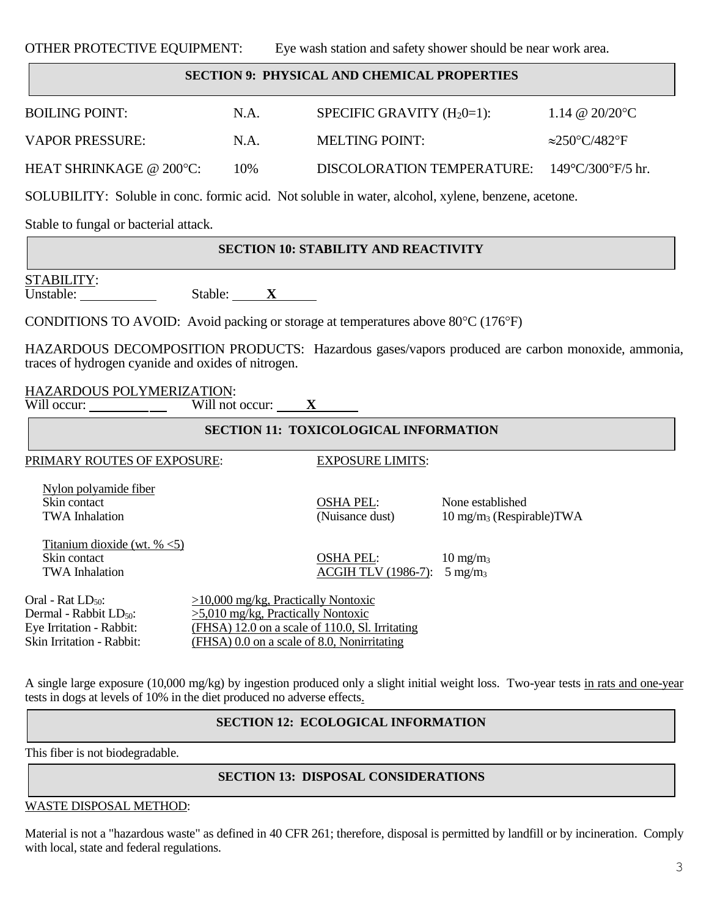OTHER PROTECTIVE EQUIPMENT: Eye wash station and safety shower should be near work area.

## SECTION 9: PHYSICAL AND CHEMICAL PROPERTIES

| | | | |
|---|---|---|---|
| BOILING POINT: | N.A. | SPECIFIC GRAVITY ($H_2O$=1): | 1.14 @ 20/20°C |
| VAPOR PRESSURE: | N.A. | MELTING POINT: | ≈250°C/482°F |
| HEAT SHRINKAGE @ 200°C: | 10% | DISCOLORATION TEMPERATURE: | 149°C/300°F/5 hr. |

SOLUBILITY: Soluble in conc. formic acid. Not soluble in water, alcohol, xylene, benzene, acetone.

Stable to fungal or bacterial attack.

## SECTION 10: STABILITY AND REACTIVITY

STABILITY:
Unstable: ______ Stable: **X**

CONDITIONS TO AVOID: Avoid packing or storage at temperatures above 80°C (176°F)

HAZARDOUS DECOMPOSITION PRODUCTS: Hazardous gases/vapors produced are carbon monoxide, ammonia, traces of hydrogen cyanide and oxides of nitrogen.

HAZARDOUS POLYMERIZATION:
Will occur: ______ Will not occur: **X**

## SECTION 11: TOXICOLOGICAL INFORMATION

| PRIMARY ROUTES OF EXPOSURE: | EXPOSURE LIMITS: | |
|---|---|---|
| Nylon polyamide fiber | | |
| Skin contact | OSHA PEL: | None established |
| TWA Inhalation | (Nuisance dust) | 10 $mg/m_3$ (Respirable)TWA |
| Titanium dioxide (wt. % <5) | | |
| Skin contact | OSHA PEL: | 10 $mg/m_3$ |
| TWA Inhalation | ACGIH TLV (1986-7): | 5 $mg/m_3$ |

| | |
|---|---|
| Oral - Rat $LD_{50}$: | >10,000 mg/kg, Practically Nontoxic |
| Dermal - Rabbit $LD_{50}$: | >5,010 mg/kg, Practically Nontoxic |
| Eye Irritation - Rabbit: | (FHSA) 12.0 on a scale of 110.0, Sl. Irritating |
| Skin Irritation - Rabbit: | (FHSA) 0.0 on a scale of 8.0, Nonirritating |

A single large exposure (10,000 mg/kg) by ingestion produced only a slight initial weight loss. Two-year tests in rats and one-year tests in dogs at levels of 10% in the diet produced no adverse effects.

## SECTION 12: ECOLOGICAL INFORMATION

This fiber is not biodegradable.

## SECTION 13: DISPOSAL CONSIDERATIONS

WASTE DISPOSAL METHOD:

Material is not a "hazardous waste" as defined in 40 CFR 261; therefore, disposal is permitted by landfill or by incineration. Comply with local, state and federal regulations.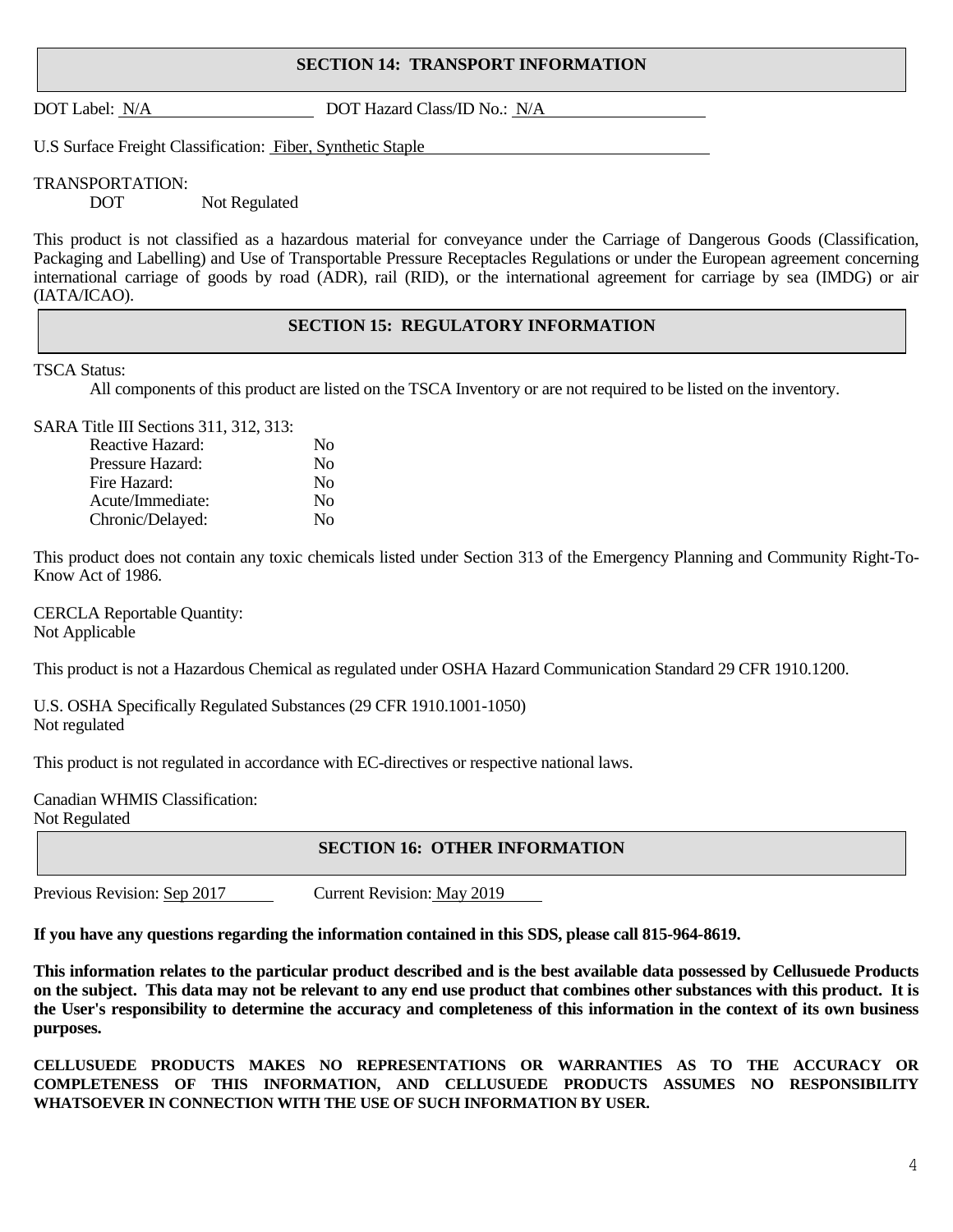## SECTION 14: TRANSPORT INFORMATION

DOT Label: N/A DOT Hazard Class/ID No.: N/A

U.S Surface Freight Classification: Fiber, Synthetic Staple

TRANSPORTATION:

DOT Not Regulated

This product is not classified as a hazardous material for conveyance under the Carriage of Dangerous Goods (Classification, Packaging and Labelling) and Use of Transportable Pressure Receptacles Regulations or under the European agreement concerning international carriage of goods by road (ADR), rail (RID), or the international agreement for carriage by sea (IMDG) or air (IATA/ICAO).

## SECTION 15: REGULATORY INFORMATION

TSCA Status:

All components of this product are listed on the TSCA Inventory or are not required to be listed on the inventory.

SARA Title III Sections 311, 312, 313:

| | |
|---|---|
| Reactive Hazard: | No |
| Pressure Hazard: | No |
| Fire Hazard: | No |
| Acute/Immediate: | No |
| Chronic/Delayed: | No |

This product does not contain any toxic chemicals listed under Section 313 of the Emergency Planning and Community Right-To-Know Act of 1986.

CERCLA Reportable Quantity:
Not Applicable

This product is not a Hazardous Chemical as regulated under OSHA Hazard Communication Standard 29 CFR 1910.1200.

U.S. OSHA Specifically Regulated Substances (29 CFR 1910.1001-1050)
Not regulated

This product is not regulated in accordance with EC-directives or respective national laws.

Canadian WHMIS Classification:
Not Regulated

## SECTION 16: OTHER INFORMATION

Previous Revision: Sep 2017 Current Revision: May 2019

**If you have any questions regarding the information contained in this SDS, please call 815-964-8619.**

**This information relates to the particular product described and is the best available data possessed by Cellusuede Products on the subject. This data may not be relevant to any end use product that combines other substances with this product. It is the User's responsibility to determine the accuracy and completeness of this information in the context of its own business purposes.**

**CELLUSUEDE PRODUCTS MAKES NO REPRESENTATIONS OR WARRANTIES AS TO THE ACCURACY OR COMPLETENESS OF THIS INFORMATION, AND CELLUSUEDE PRODUCTS ASSUMES NO RESPONSIBILITY WHATSOEVER IN CONNECTION WITH THE USE OF SUCH INFORMATION BY USER.**